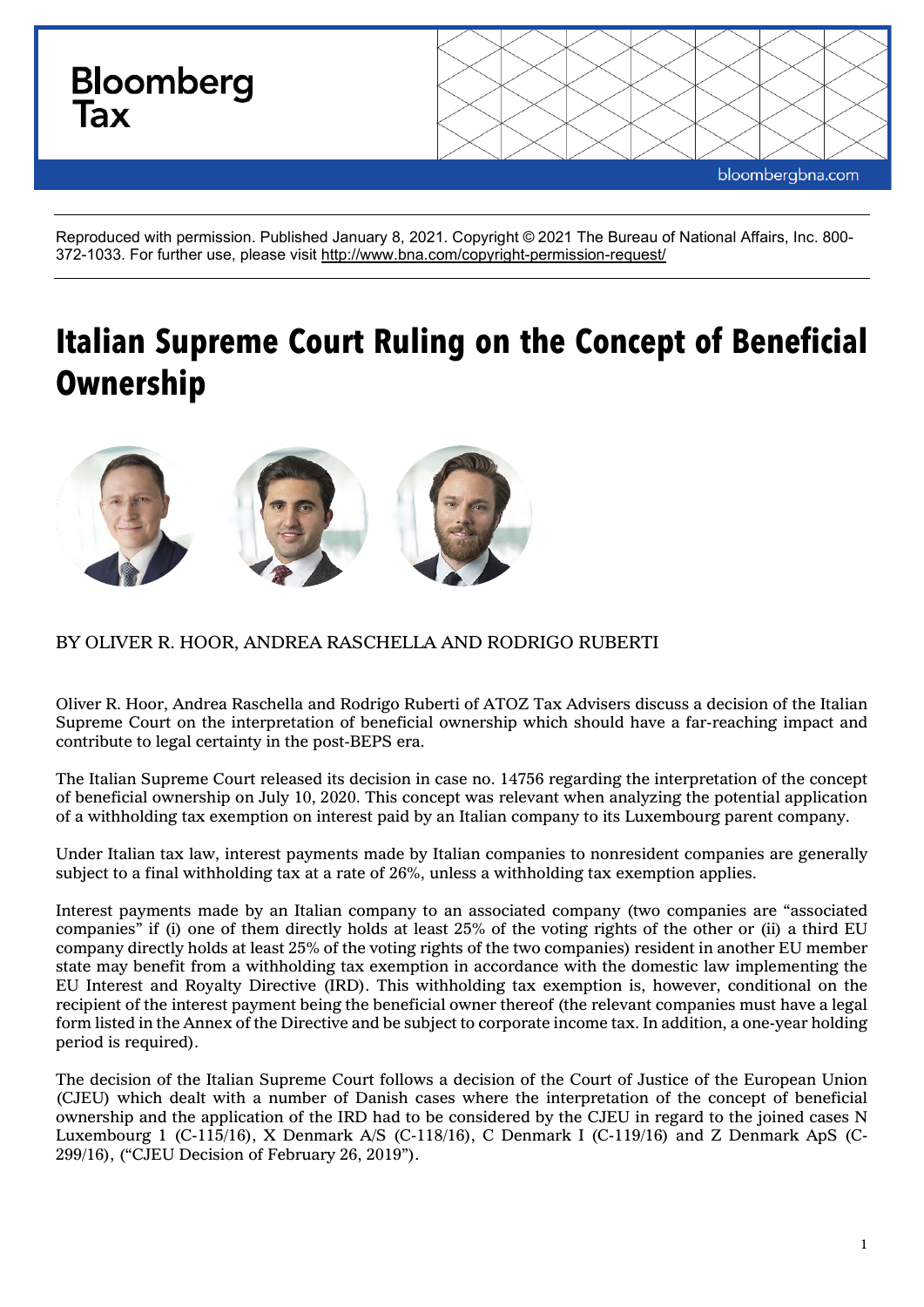Bloomberg Tax

Reproduced with permission. Published January 8, 2021. Copyright © 2021 The Bureau of National Affairs, Inc. 800-372-1033. For further use, please visit http://www.bna.com/copyright-permission-request/

# Italian Supreme Court Ruling on the Concept of Beneficial Ownership

BY OLIVER R. HOOR, ANDREA RASCHELLA AND RODRIGO RUBERTI

Oliver R. Hoor, Andrea Raschella and Rodrigo Ruberti of ATOZ Tax Advisers discuss a decision of the Italian Supreme Court on the interpretation of beneficial ownership which should have a far-reaching impact and contribute to legal certainty in the post-BEPS era.

The Italian Supreme Court released its decision in case no. 14756 regarding the interpretation of the concept of beneficial ownership on July 10, 2020. This concept was relevant when analyzing the potential application of a withholding tax exemption on interest paid by an Italian company to its Luxembourg parent company.

Under Italian tax law, interest payments made by Italian companies to nonresident companies are generally subject to a final withholding tax at a rate of 26%, unless a withholding tax exemption applies.

Interest payments made by an Italian company to an associated company (two companies are "associated companies" if (i) one of them directly holds at least 25% of the voting rights of the other or (ii) a third EU company directly holds at least 25% of the voting rights of the two companies) resident in another EU member state may benefit from a withholding tax exemption in accordance with the domestic law implementing the EU Interest and Royalty Directive (IRD). This withholding tax exemption is, however, conditional on the recipient of the interest payment being the beneficial owner thereof (the relevant companies must have a legal form listed in the Annex of the Directive and be subject to corporate income tax. In addition, a one-year holding period is required).

The decision of the Italian Supreme Court follows a decision of the Court of Justice of the European Union (CJEU) which dealt with a number of Danish cases where the interpretation of the concept of beneficial ownership and the application of the IRD had to be considered by the CJEU in regard to the joined cases N Luxembourg 1 (C-115/16), X Denmark A/S (C-118/16), C Denmark I (C-119/16) and Z Denmark ApS (C-299/16), ("CJEU Decision of February 26, 2019").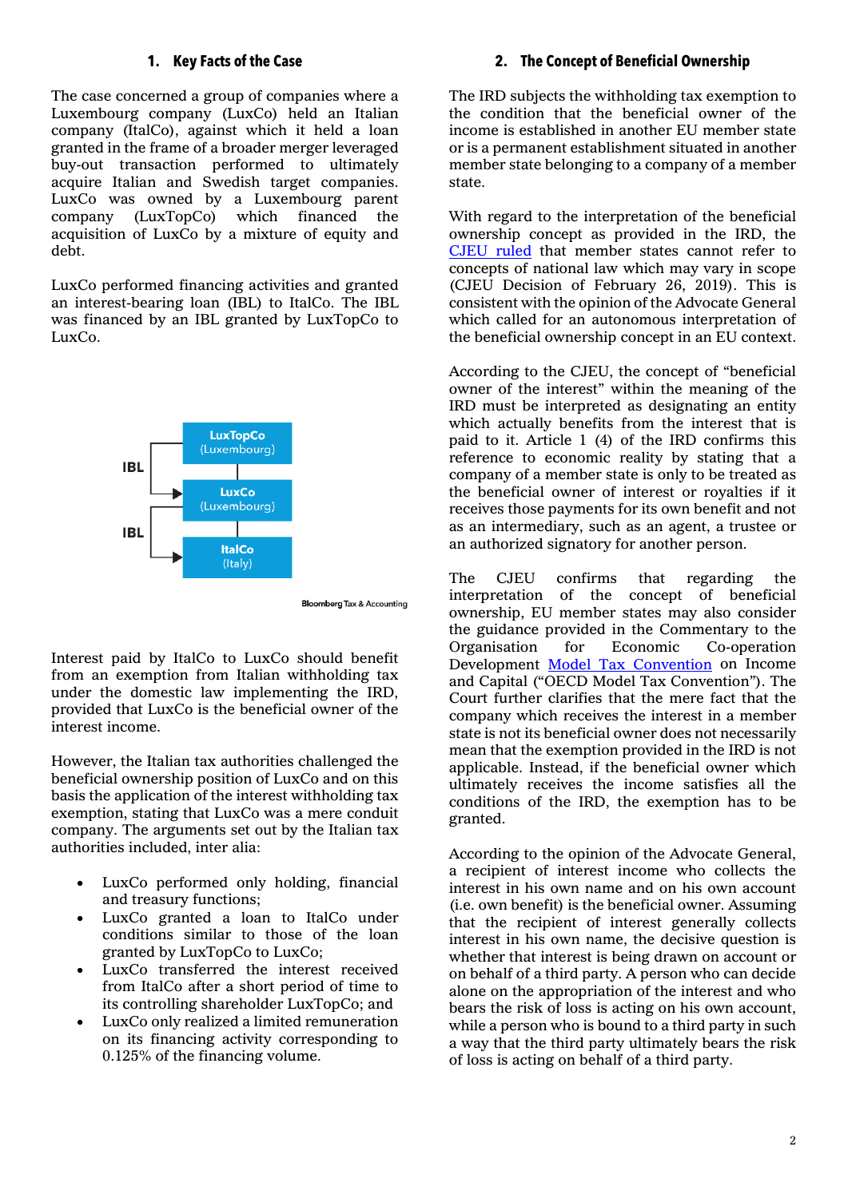## 1. Key Facts of the Case

The case concerned a group of companies where a Luxembourg company (LuxCo) held an Italian company (ItalCo), against which it held a loan granted in the frame of a broader merger leveraged buy-out transaction performed to ultimately acquire Italian and Swedish target companies. LuxCo was owned by a Luxembourg parent company (LuxTopCo) which financed the acquisition of LuxCo by a mixture of equity and debt.

LuxCo performed financing activities and granted an interest-bearing loan (IBL) to ItalCo. The IBL was financed by an IBL granted by LuxTopCo to LuxCo.

LuxTopCo (Luxembourg)
IBL
LuxCo (Luxembourg)
IBL
ItalCo (Italy)

Bloomberg Tax & Accounting

Interest paid by ItalCo to LuxCo should benefit from an exemption from Italian withholding tax under the domestic law implementing the IRD, provided that LuxCo is the beneficial owner of the interest income.

However, the Italian tax authorities challenged the beneficial ownership position of LuxCo and on this basis the application of the interest withholding tax exemption, stating that LuxCo was a mere conduit company. The arguments set out by the Italian tax authorities included, inter alia:

- LuxCo performed only holding, financial and treasury functions;
- LuxCo granted a loan to ItalCo under conditions similar to those of the loan granted by LuxTopCo to LuxCo;
- LuxCo transferred the interest received from ItalCo after a short period of time to its controlling shareholder LuxTopCo; and
- LuxCo only realized a limited remuneration on its financing activity corresponding to 0.125% of the financing volume.

## 2. The Concept of Beneficial Ownership

The IRD subjects the withholding tax exemption to the condition that the beneficial owner of the income is established in another EU member state or is a permanent establishment situated in another member state belonging to a company of a member state.

With regard to the interpretation of the beneficial ownership concept as provided in the IRD, the CJEU ruled that member states cannot refer to concepts of national law which may vary in scope (CJEU Decision of February 26, 2019). This is consistent with the opinion of the Advocate General which called for an autonomous interpretation of the beneficial ownership concept in an EU context.

According to the CJEU, the concept of "beneficial owner of the interest" within the meaning of the IRD must be interpreted as designating an entity which actually benefits from the interest that is paid to it. Article 1 (4) of the IRD confirms this reference to economic reality by stating that a company of a member state is only to be treated as the beneficial owner of interest or royalties if it receives those payments for its own benefit and not as an intermediary, such as an agent, a trustee or an authorized signatory for another person.

The CJEU confirms that regarding the interpretation of the concept of beneficial ownership, EU member states may also consider the guidance provided in the Commentary to the Organisation for Economic Co-operation Development Model Tax Convention on Income and Capital ("OECD Model Tax Convention"). The Court further clarifies that the mere fact that the company which receives the interest in a member state is not its beneficial owner does not necessarily mean that the exemption provided in the IRD is not applicable. Instead, if the beneficial owner which ultimately receives the income satisfies all the conditions of the IRD, the exemption has to be granted.

According to the opinion of the Advocate General, a recipient of interest income who collects the interest in his own name and on his own account (i.e. own benefit) is the beneficial owner. Assuming that the recipient of interest generally collects interest in his own name, the decisive question is whether that interest is being drawn on account or on behalf of a third party. A person who can decide alone on the appropriation of the interest and who bears the risk of loss is acting on his own account, while a person who is bound to a third party in such a way that the third party ultimately bears the risk of loss is acting on behalf of a third party.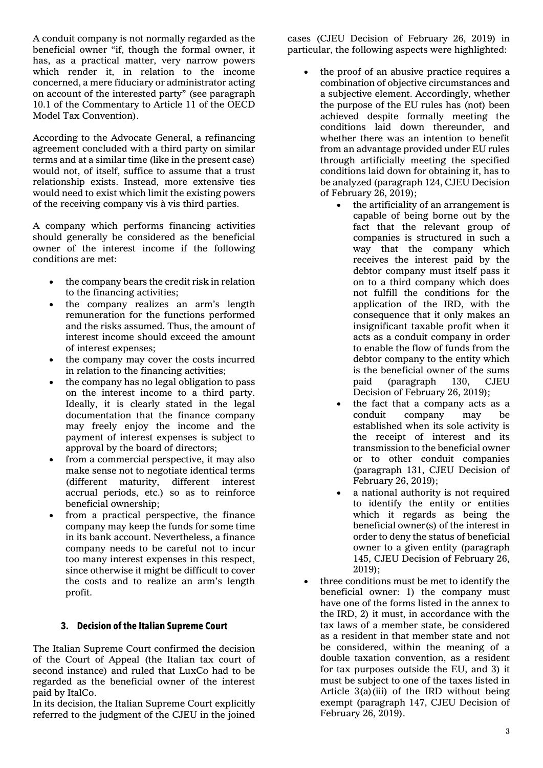A conduit company is not normally regarded as the beneficial owner "if, though the formal owner, it has, as a practical matter, very narrow powers which render it, in relation to the income concerned, a mere fiduciary or administrator acting on account of the interested party" (see paragraph 10.1 of the Commentary to Article 11 of the OECD Model Tax Convention).

According to the Advocate General, a refinancing agreement concluded with a third party on similar terms and at a similar time (like in the present case) would not, of itself, suffice to assume that a trust relationship exists. Instead, more extensive ties would need to exist which limit the existing powers of the receiving company vis à vis third parties.

A company which performs financing activities should generally be considered as the beneficial owner of the interest income if the following conditions are met:

- the company bears the credit risk in relation to the financing activities;
- the company realizes an arm's length remuneration for the functions performed and the risks assumed. Thus, the amount of interest income should exceed the amount of interest expenses;
- the company may cover the costs incurred in relation to the financing activities;
- the company has no legal obligation to pass on the interest income to a third party. Ideally, it is clearly stated in the legal documentation that the finance company may freely enjoy the income and the payment of interest expenses is subject to approval by the board of directors;
- from a commercial perspective, it may also make sense not to negotiate identical terms (different maturity, different interest accrual periods, etc.) so as to reinforce beneficial ownership;
- from a practical perspective, the finance company may keep the funds for some time in its bank account. Nevertheless, a finance company needs to be careful not to incur too many interest expenses in this respect, since otherwise it might be difficult to cover the costs and to realize an arm's length profit.

## 3. Decision of the Italian Supreme Court

The Italian Supreme Court confirmed the decision of the Court of Appeal (the Italian tax court of second instance) and ruled that LuxCo had to be regarded as the beneficial owner of the interest paid by ItalCo.

In its decision, the Italian Supreme Court explicitly referred to the judgment of the CJEU in the joined cases (CJEU Decision of February 26, 2019) in particular, the following aspects were highlighted:

- the proof of an abusive practice requires a combination of objective circumstances and a subjective element. Accordingly, whether the purpose of the EU rules has (not) been achieved despite formally meeting the conditions laid down thereunder, and whether there was an intention to benefit from an advantage provided under EU rules through artificially meeting the specified conditions laid down for obtaining it, has to be analyzed (paragraph 124, CJEU Decision of February 26, 2019);
    - the artificiality of an arrangement is capable of being borne out by the fact that the relevant group of companies is structured in such a way that the company which receives the interest paid by the debtor company must itself pass it on to a third company which does not fulfill the conditions for the application of the IRD, with the consequence that it only makes an insignificant taxable profit when it acts as a conduit company in order to enable the flow of funds from the debtor company to the entity which is the beneficial owner of the sums paid (paragraph 130, CJEU Decision of February 26, 2019);
    - the fact that a company acts as a conduit company may be established when its sole activity is the receipt of interest and its transmission to the beneficial owner or to other conduit companies (paragraph 131, CJEU Decision of February 26, 2019);
    - a national authority is not required to identify the entity or entities which it regards as being the beneficial owner(s) of the interest in order to deny the status of beneficial owner to a given entity (paragraph 145, CJEU Decision of February 26, 2019);
- three conditions must be met to identify the beneficial owner: 1) the company must have one of the forms listed in the annex to the IRD, 2) it must, in accordance with the tax laws of a member state, be considered as a resident in that member state and not be considered, within the meaning of a double taxation convention, as a resident for tax purposes outside the EU, and 3) it must be subject to one of the taxes listed in Article 3(a)(iii) of the IRD without being exempt (paragraph 147, CJEU Decision of February 26, 2019).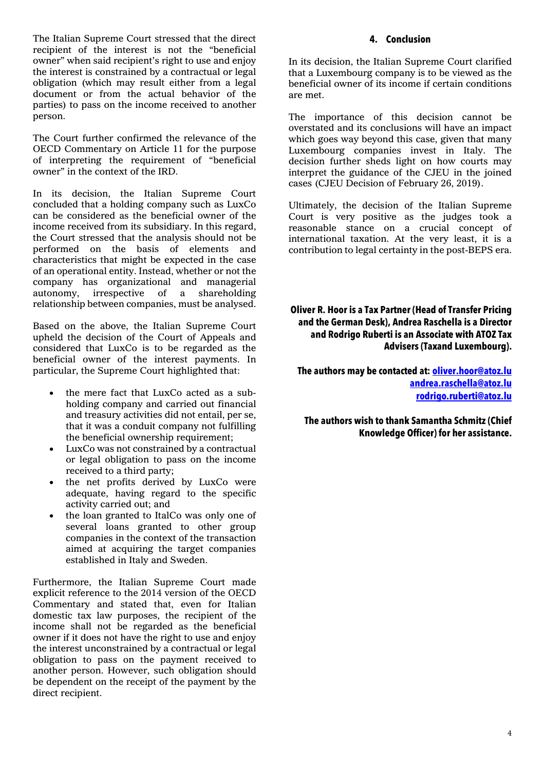The Italian Supreme Court stressed that the direct recipient of the interest is not the "beneficial owner" when said recipient's right to use and enjoy the interest is constrained by a contractual or legal obligation (which may result either from a legal document or from the actual behavior of the parties) to pass on the income received to another person.

The Court further confirmed the relevance of the OECD Commentary on Article 11 for the purpose of interpreting the requirement of "beneficial owner" in the context of the IRD.

In its decision, the Italian Supreme Court concluded that a holding company such as LuxCo can be considered as the beneficial owner of the income received from its subsidiary. In this regard, the Court stressed that the analysis should not be performed on the basis of elements and characteristics that might be expected in the case of an operational entity. Instead, whether or not the company has organizational and managerial autonomy, irrespective of a shareholding relationship between companies, must be analysed.

Based on the above, the Italian Supreme Court upheld the decision of the Court of Appeals and considered that LuxCo is to be regarded as the beneficial owner of the interest payments. In particular, the Supreme Court highlighted that:

- the mere fact that LuxCo acted as a sub-holding company and carried out financial and treasury activities did not entail, per se, that it was a conduit company not fulfilling the beneficial ownership requirement;
- LuxCo was not constrained by a contractual or legal obligation to pass on the income received to a third party;
- the net profits derived by LuxCo were adequate, having regard to the specific activity carried out; and
- the loan granted to ItalCo was only one of several loans granted to other group companies in the context of the transaction aimed at acquiring the target companies established in Italy and Sweden.

Furthermore, the Italian Supreme Court made explicit reference to the 2014 version of the OECD Commentary and stated that, even for Italian domestic tax law purposes, the recipient of the income shall not be regarded as the beneficial owner if it does not have the right to use and enjoy the interest unconstrained by a contractual or legal obligation to pass on the payment received to another person. However, such obligation should be dependent on the receipt of the payment by the direct recipient.

## 4. Conclusion

In its decision, the Italian Supreme Court clarified that a Luxembourg company is to be viewed as the beneficial owner of its income if certain conditions are met.

The importance of this decision cannot be overstated and its conclusions will have an impact which goes way beyond this case, given that many Luxembourg companies invest in Italy. The decision further sheds light on how courts may interpret the guidance of the CJEU in the joined cases (CJEU Decision of February 26, 2019).

Ultimately, the decision of the Italian Supreme Court is very positive as the judges took a reasonable stance on a crucial concept of international taxation. At the very least, it is a contribution to legal certainty in the post-BEPS era.

**Oliver R. Hoor is a Tax Partner (Head of Transfer Pricing and the German Desk), Andrea Raschella is a Director and Rodrigo Ruberti is an Associate with ATOZ Tax Advisers (Taxand Luxembourg).**

**The authors may be contacted at: oliver.hoor@atoz.lu andrea.raschella@atoz.lu rodrigo.ruberti@atoz.lu**

**The authors wish to thank Samantha Schmitz (Chief Knowledge Officer) for her assistance.**